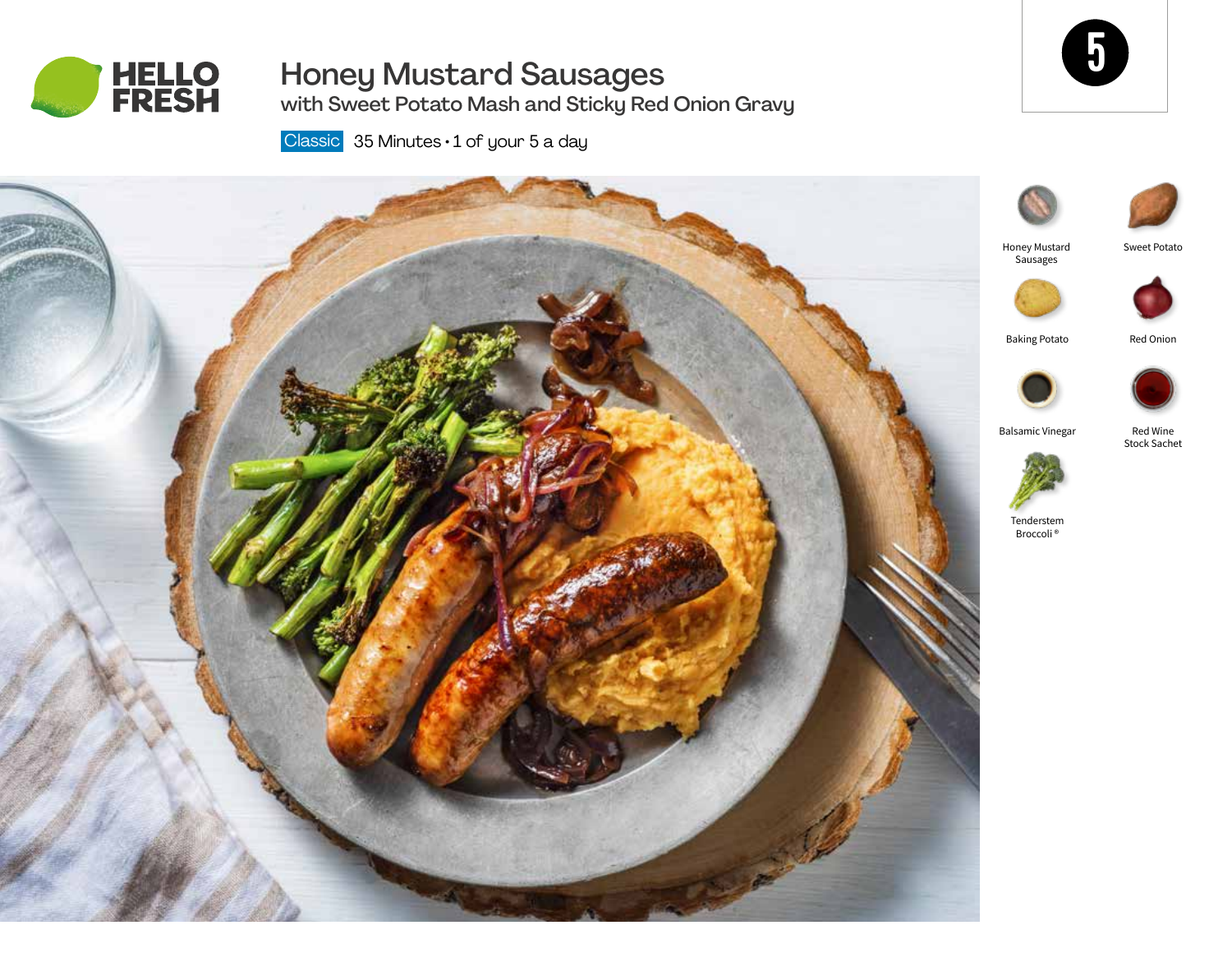HELLO FRESH

# Honey Mustard Sausages

## with Sweet Potato Mash and Sticky Red Onion Gravy

Classic 35 Minutes • 1 of your 5 a day

5

- Honey Mustard Sausages
- Sweet Potato
- Baking Potato
- Red Onion
- Balsamic Vinegar
- Red Wine Stock Sachet
- Tenderstem Broccoli®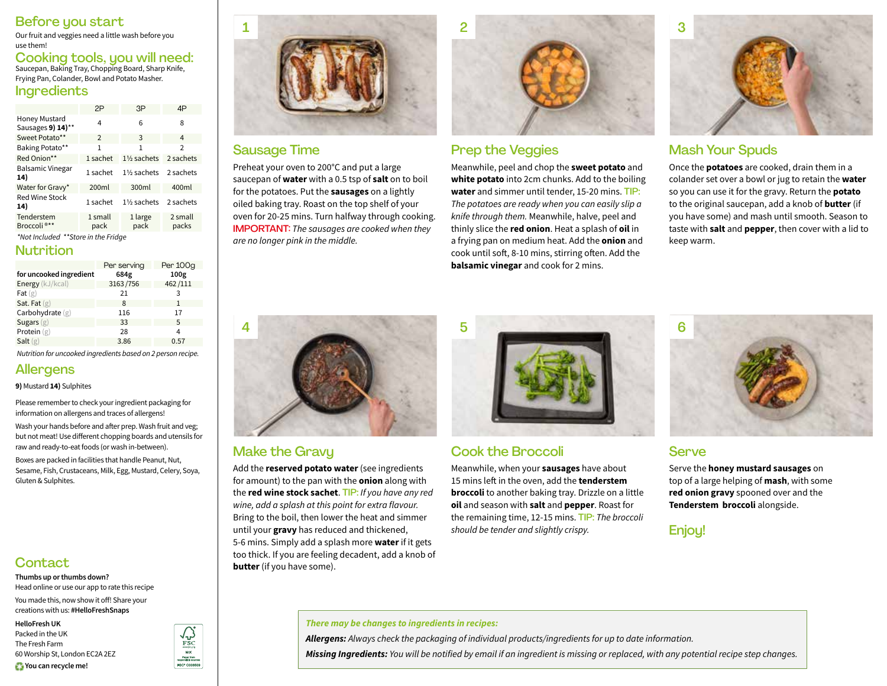## Before you start

Our fruit and veggies need a little wash before you use them!

## Cooking tools, you will need:

Saucepan, Baking Tray, Chopping Board, Sharp Knife, Frying Pan, Colander, Bowl and Potato Masher.

## Ingredients

| | 2P | 3P | 4P |
|---|---|---|---|
| Honey Mustard Sausages **9) 14)**** | 4 | 6 | 8 |
| Sweet Potato** | 2 | 3 | 4 |
| Baking Potato** | 1 | 1 | 2 |
| Red Onion** | 1 sachet | 1½ sachets | 2 sachets |
| Balsamic Vinegar **14)** | 1 sachet | 1½ sachets | 2 sachets |
| Water for Gravy* | 200ml | 300ml | 400ml |
| Red Wine Stock **14)** | 1 sachet | 1½ sachets | 2 sachets |
| Tenderstem Broccoli®** | 1 small pack | 1 large pack | 2 small packs |

*\*Not Included \*\*Store in the Fridge*

## Nutrition

| | Per serving | Per 100g |
|---|---|---|
| **for uncooked ingredient** | **684g** | **100g** |
| Energy (kJ/kcal) | 3163 /756 | 462 /111 |
| Fat (g) | 21 | 3 |
| Sat. Fat (g) | 8 | 1 |
| Carbohydrate (g) | 116 | 17 |
| Sugars (g) | 33 | 5 |
| Protein (g) | 28 | 4 |
| Salt (g) | 3.86 | 0.57 |

*Nutrition for uncooked ingredients based on 2 person recipe.*

## Allergens

**9)** Mustard **14)** Sulphites

Please remember to check your ingredient packaging for information on allergens and traces of allergens!

Wash your hands before and after prep. Wash fruit and veg; but not meat! Use different chopping boards and utensils for raw and ready-to-eat foods (or wash in-between).

Boxes are packed in facilities that handle Peanut, Nut, Sesame, Fish, Crustaceans, Milk, Egg, Mustard, Celery, Soya, Gluten & Sulphites.

## Contact

**Thumbs up or thumbs down?**
Head online or use our app to rate this recipe

You made this, now show it off! Share your creations with us: **#HelloFreshSnaps**

**HelloFresh UK**
Packed in the UK
The Fresh Farm
60 Worship St, London EC2A 2EZ

**You can recycle me!**

### 1 Sausage Time

Preheat your oven to 200°C and put a large saucepan of **water** with a 0.5 tsp of **salt** on to boil for the potatoes. Put the **sausages** on a lightly oiled baking tray. Roast on the top shelf of your oven for 20-25 mins. Turn halfway through cooking. **IMPORTANT:** *The sausages are cooked when they are no longer pink in the middle.*

### 2 Prep the Veggies

Meanwhile, peel and chop the **sweet potato** and **white potato** into 2cm chunks. Add to the boiling **water** and simmer until tender, 15-20 mins. **TIP:** *The potatoes are ready when you can easily slip a knife through them.* Meanwhile, halve, peel and thinly slice the **red onion**. Heat a splash of **oil** in a frying pan on medium heat. Add the **onion** and cook until soft, 8-10 mins, stirring often. Add the **balsamic vinegar** and cook for 2 mins.

### 3 Mash Your Spuds

Once the **potatoes** are cooked, drain them in a colander set over a bowl or jug to retain the **water** so you can use it for the gravy. Return the **potato** to the original saucepan, add a knob of **butter** (if you have some) and mash until smooth. Season to taste with **salt** and **pepper**, then cover with a lid to keep warm.

### 4 Make the Gravy

Add the **reserved potato water** (see ingredients for amount) to the pan with the **onion** along with the **red wine stock sachet**. **TIP:** *If you have any red wine, add a splash at this point for extra flavour.* Bring to the boil, then lower the heat and simmer until your **gravy** has reduced and thickened, 5-6 mins. Simply add a splash more **water** if it gets too thick. If you are feeling decadent, add a knob of **butter** (if you have some).

### 5 Cook the Broccoli

Meanwhile, when your **sausages** have about 15 mins left in the oven, add the **tenderstem broccoli** to another baking tray. Drizzle on a little **oil** and season with **salt** and **pepper**. Roast for the remaining time, 12-15 mins. **TIP:** *The broccoli should be tender and slightly crispy.*

### 6 Serve

Serve the **honey mustard sausages** on top of a large helping of **mash**, with some **red onion gravy** spooned over and the **Tenderstem broccoli** alongside.

**Enjoy!**

*There may be changes to ingredients in recipes:*

***Allergens:*** *Always check the packaging of individual products/ingredients for up to date information.*

***Missing Ingredients:*** *You will be notified by email if an ingredient is missing or replaced, with any potential recipe step changes.*